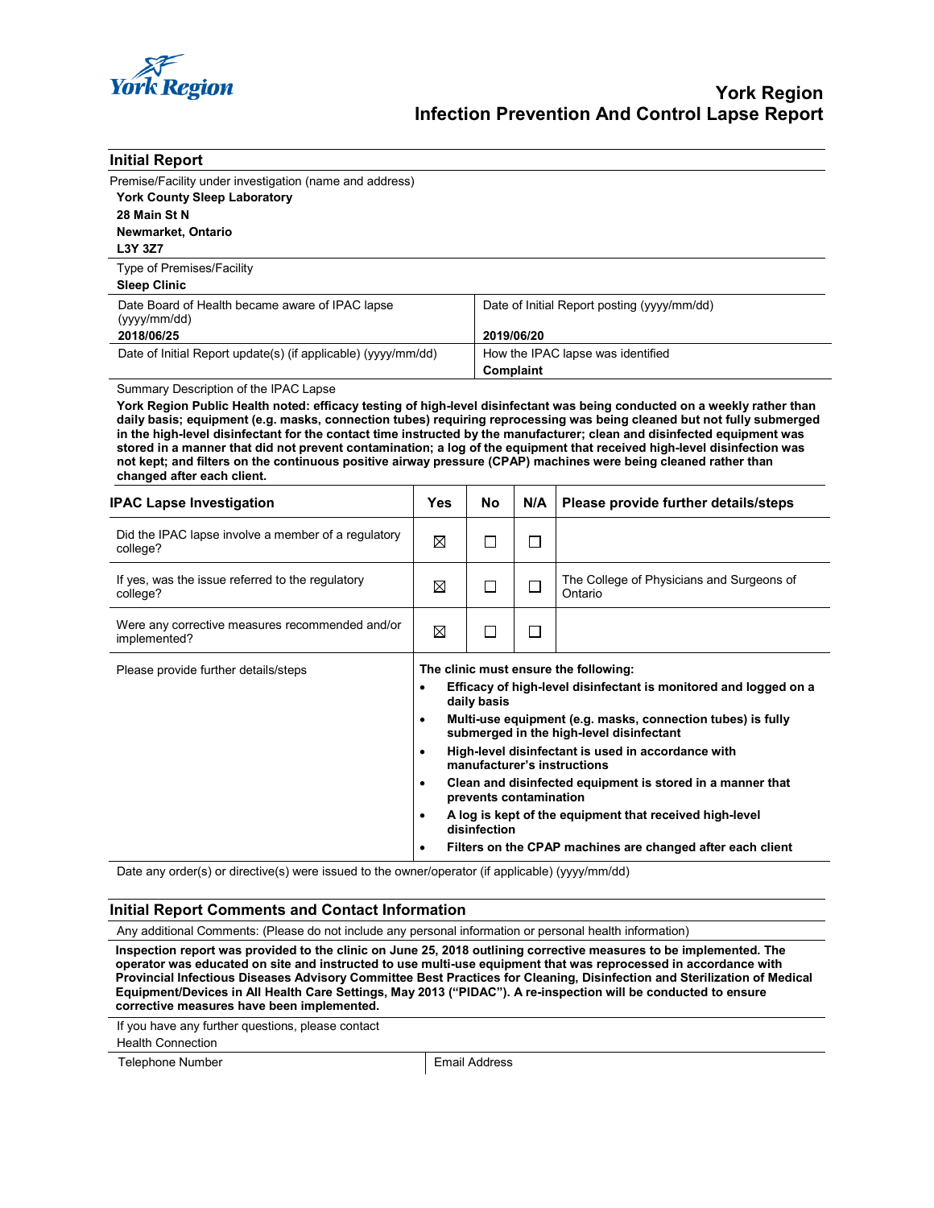# York Region
# Infection Prevention And Control Lapse Report

## Initial Report

Premise/Facility under investigation (name and address)

**York County Sleep Laboratory**
**28 Main St N**
**Newmarket, Ontario**
**L3Y 3Z7**

Type of Premises/Facility
**Sleep Clinic**

| Date Board of Health became aware of IPAC lapse (yyyy/mm/dd) | Date of Initial Report posting (yyyy/mm/dd) |
|---|---|
| **2018/06/25** | **2019/06/20** |
| Date of Initial Report update(s) (if applicable) (yyyy/mm/dd) | How the IPAC lapse was identified |
| | **Complaint** |

Summary Description of the IPAC Lapse

**York Region Public Health noted: efficacy testing of high-level disinfectant was being conducted on a weekly rather than daily basis; equipment (e.g. masks, connection tubes) requiring reprocessing was being cleaned but not fully submerged in the high-level disinfectant for the contact time instructed by the manufacturer; clean and disinfected equipment was stored in a manner that did not prevent contamination; a log of the equipment that received high-level disinfection was not kept; and filters on the continuous positive airway pressure (CPAP) machines were being cleaned rather than changed after each client.**

| IPAC Lapse Investigation | Yes | No | N/A | Please provide further details/steps |
|---|---|---|---|---|
| Did the IPAC lapse involve a member of a regulatory college? | ☒ | ☐ | ☐ | |
| If yes, was the issue referred to the regulatory college? | ☒ | ☐ | ☐ | The College of Physicians and Surgeons of Ontario |
| Were any corrective measures recommended and/or implemented? | ☒ | ☐ | ☐ | |
| Please provide further details/steps | **The clinic must ensure the following:** • **Efficacy of high-level disinfectant is monitored and logged on a daily basis** • **Multi-use equipment (e.g. masks, connection tubes) is fully submerged in the high-level disinfectant** • **High-level disinfectant is used in accordance with manufacturer's instructions** • **Clean and disinfected equipment is stored in a manner that prevents contamination** • **A log is kept of the equipment that received high-level disinfection** • **Filters on the CPAP machines are changed after each client** | | | |

Date any order(s) or directive(s) were issued to the owner/operator (if applicable) (yyyy/mm/dd)

## Initial Report Comments and Contact Information

Any additional Comments: (Please do not include any personal information or personal health information)

**Inspection report was provided to the clinic on June 25, 2018 outlining corrective measures to be implemented. The operator was educated on site and instructed to use multi-use equipment that was reprocessed in accordance with Provincial Infectious Diseases Advisory Committee Best Practices for Cleaning, Disinfection and Sterilization of Medical Equipment/Devices in All Health Care Settings, May 2013 ("PIDAC"). A re-inspection will be conducted to ensure corrective measures have been implemented.**

If you have any further questions, please contact
Health Connection

| Telephone Number | Email Address |
|---|---|
| | |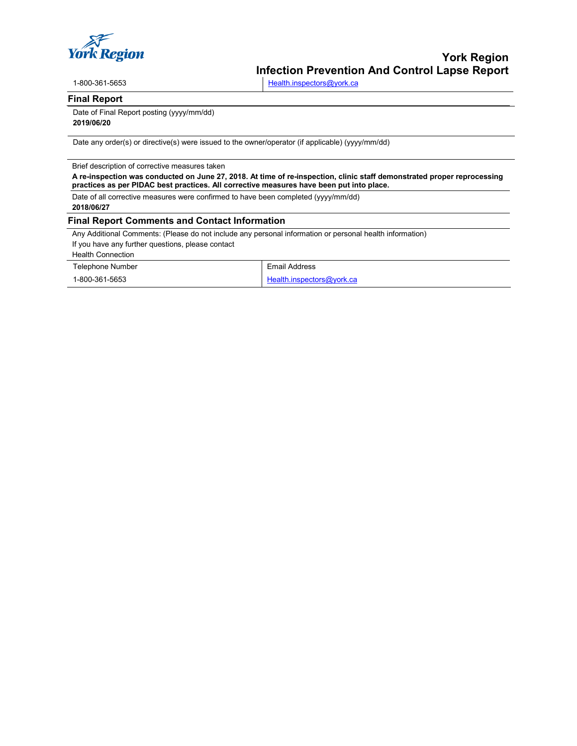# York Region
# Infection Prevention And Control Lapse Report

| | |
|---|---|
| 1-800-361-5653 | Health.inspectors@york.ca |

## Final Report

Date of Final Report posting (yyyy/mm/dd)
**2019/06/20**

Date any order(s) or directive(s) were issued to the owner/operator (if applicable) (yyyy/mm/dd)

Brief description of corrective measures taken
**A re-inspection was conducted on June 27, 2018. At time of re-inspection, clinic staff demonstrated proper reprocessing practices as per PIDAC best practices. All corrective measures have been put into place.**

Date of all corrective measures were confirmed to have been completed (yyyy/mm/dd)
**2018/06/27**

## Final Report Comments and Contact Information

Any Additional Comments: (Please do not include any personal information or personal health information)
If you have any further questions, please contact
Health Connection

| Telephone Number | Email Address |
|---|---|
| 1-800-361-5653 | Health.inspectors@york.ca |